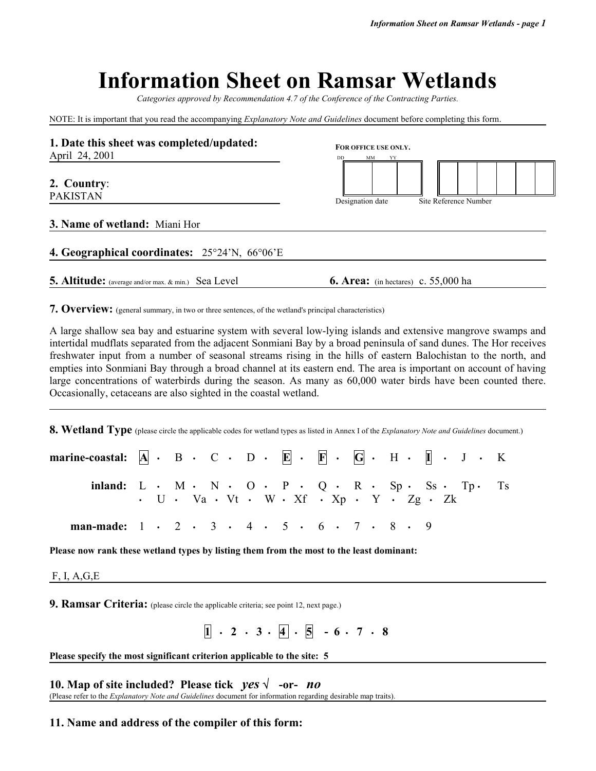# Information Sheet on Ramsar Wetlands

*Categories approved by Recommendation 4.7 of the Conference of the Contracting Parties.*

NOTE: It is important that you read the accompanying *Explanatory Note and Guidelines* document before completing this form.

**1. Date this sheet was completed/updated:**
April 24, 2001

**For office use only.**

| DD | MM | YY | | Site Reference Number |
|---|---|---|---|---|
| | | | | |

Designation date — Site Reference Number

**2. Country**:
PAKISTAN

**3. Name of wetland:** Miani Hor

**4. Geographical coordinates:** 25°24'N, 66°06'E

**5. Altitude:** (average and/or max. & min.) Sea Level

**6. Area:** (in hectares) c. 55,000 ha

**7. Overview:** (general summary, in two or three sentences, of the wetland's principal characteristics)

A large shallow sea bay and estuarine system with several low-lying islands and extensive mangrove swamps and intertidal mudflats separated from the adjacent Sonmiani Bay by a broad peninsula of sand dunes. The Hor receives freshwater input from a number of seasonal streams rising in the hills of eastern Balochistan to the north, and empties into Sonmiani Bay through a broad channel at its eastern end. The area is important on account of having large concentrations of waterbirds during the season. As many as 60,000 water birds have been counted there. Occasionally, cetaceans are also sighted in the coastal wetland.

**8. Wetland Type** (please circle the applicable codes for wetland types as listed in Annex I of the *Explanatory Note and Guidelines* document.)

**marine-coastal:** [A] • B • C • D • [E] • [F] • [G] • H • [I] • J • K

**inland:** L • M • N • O • P • Q • R • Sp • Ss • Tp • Ts • U • Va • Vt • W • Xf • Xp • Y • Zg • Zk

**man-made:** 1 • 2 • 3 • 4 • 5 • 6 • 7 • 8 • 9

**Please now rank these wetland types by listing them from the most to the least dominant:**

F, I, A,G,E

**9. Ramsar Criteria:** (please circle the applicable criteria; see point 12, next page.)

[1] • 2 • 3 • [4] • [5] - 6 • 7 • 8

**Please specify the most significant criterion applicable to the site: 5**

**10. Map of site included? Please tick** ***yes*** √ **-or-** ***no***
(Please refer to the *Explanatory Note and Guidelines* document for information regarding desirable map traits).

**11. Name and address of the compiler of this form:**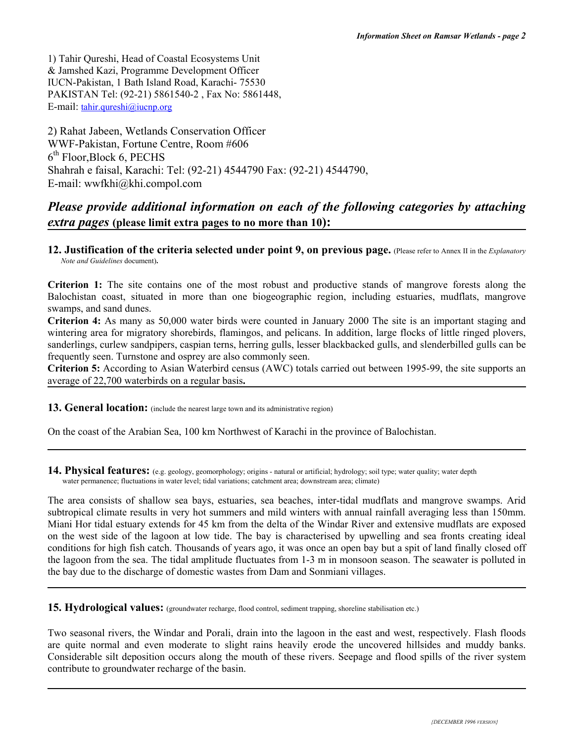1) Tahir Qureshi, Head of Coastal Ecosystems Unit
& Jamshed Kazi, Programme Development Officer
IUCN-Pakistan, 1 Bath Island Road, Karachi- 75530
PAKISTAN Tel: (92-21) 5861540-2 , Fax No: 5861448,
E-mail: tahir.qureshi@iucnp.org

2) Rahat Jabeen, Wetlands Conservation Officer
WWF-Pakistan, Fortune Centre, Room #606
6th Floor,Block 6, PECHS
Shahrah e faisal, Karachi: Tel: (92-21) 4544790 Fax: (92-21) 4544790,
E-mail: wwfkhi@khi.compol.com

***Please provide additional information on each of the following categories by attaching extra pages*** **(please limit extra pages to no more than 10):**

**12. Justification of the criteria selected under point 9, on previous page.** (Please refer to Annex II in the *Explanatory Note and Guidelines* document)**.**

**Criterion 1:** The site contains one of the most robust and productive stands of mangrove forests along the Balochistan coast, situated in more than one biogeographic region, including estuaries, mudflats, mangrove swamps, and sand dunes.
**Criterion 4:** As many as 50,000 water birds were counted in January 2000 The site is an important staging and wintering area for migratory shorebirds, flamingos, and pelicans. In addition, large flocks of little ringed plovers, sanderlings, curlew sandpipers, caspian terns, herring gulls, lesser blackbacked gulls, and slenderbilled gulls can be frequently seen. Turnstone and osprey are also commonly seen.
**Criterion 5:** According to Asian Waterbird census (AWC) totals carried out between 1995-99, the site supports an average of 22,700 waterbirds on a regular basis**.**

**13. General location:** (include the nearest large town and its administrative region)

On the coast of the Arabian Sea, 100 km Northwest of Karachi in the province of Balochistan.

**14. Physical features:** (e.g. geology, geomorphology; origins - natural or artificial; hydrology; soil type; water quality; water depth water permanence; fluctuations in water level; tidal variations; catchment area; downstream area; climate)

The area consists of shallow sea bays, estuaries, sea beaches, inter-tidal mudflats and mangrove swamps. Arid subtropical climate results in very hot summers and mild winters with annual rainfall averaging less than 150mm. Miani Hor tidal estuary extends for 45 km from the delta of the Windar River and extensive mudflats are exposed on the west side of the lagoon at low tide. The bay is characterised by upwelling and sea fronts creating ideal conditions for high fish catch. Thousands of years ago, it was once an open bay but a spit of land finally closed off the lagoon from the sea. The tidal amplitude fluctuates from 1-3 m in monsoon season. The seawater is polluted in the bay due to the discharge of domestic wastes from Dam and Sonmiani villages.

**15. Hydrological values:** (groundwater recharge, flood control, sediment trapping, shoreline stabilisation etc.)

Two seasonal rivers, the Windar and Porali, drain into the lagoon in the east and west, respectively. Flash floods are quite normal and even moderate to slight rains heavily erode the uncovered hillsides and muddy banks. Considerable silt deposition occurs along the mouth of these rivers. Seepage and flood spills of the river system contribute to groundwater recharge of the basin.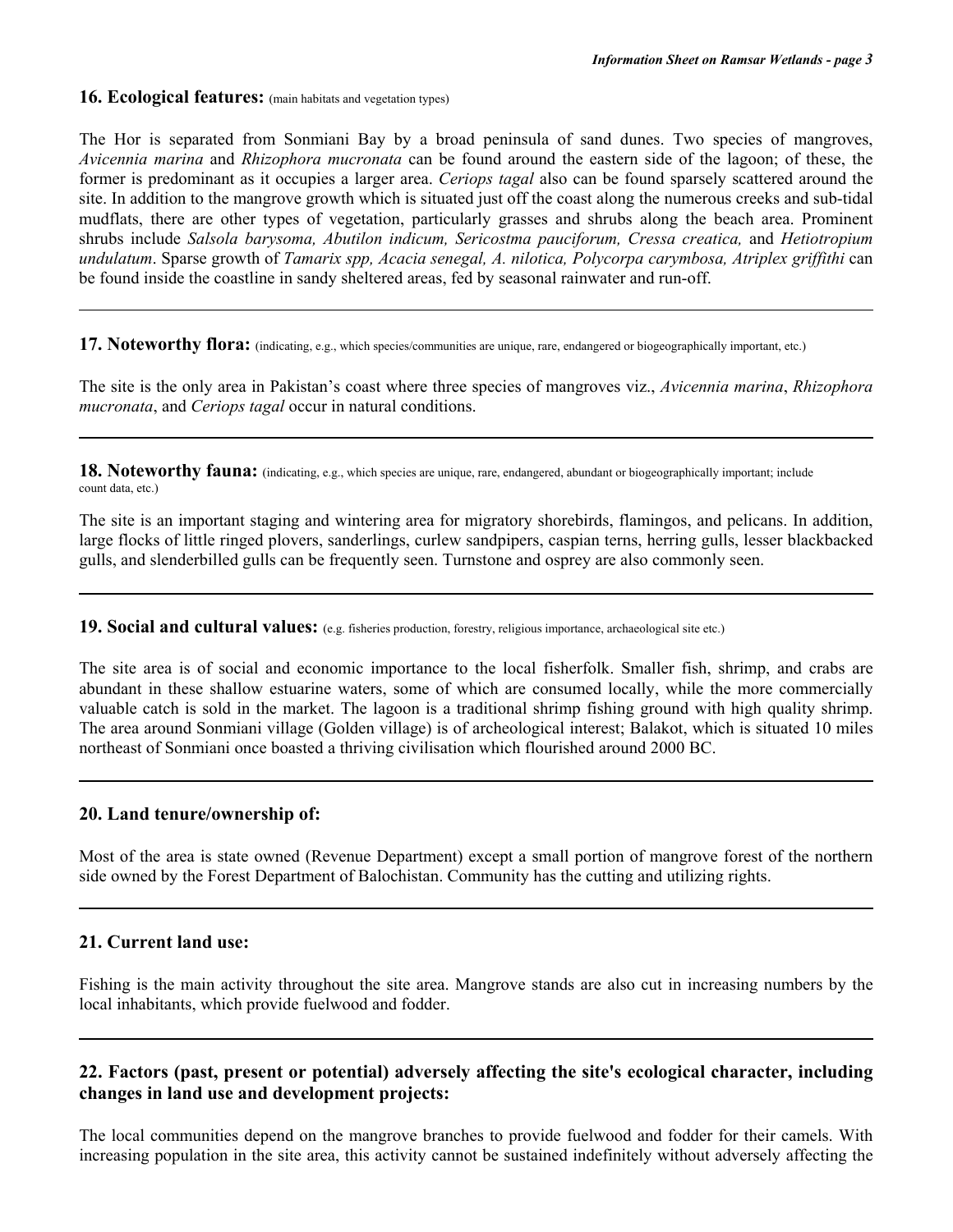**16. Ecological features:** (main habitats and vegetation types)

The Hor is separated from Sonmiani Bay by a broad peninsula of sand dunes. Two species of mangroves, *Avicennia marina* and *Rhizophora mucronata* can be found around the eastern side of the lagoon; of these, the former is predominant as it occupies a larger area. *Ceriops tagal* also can be found sparsely scattered around the site. In addition to the mangrove growth which is situated just off the coast along the numerous creeks and sub-tidal mudflats, there are other types of vegetation, particularly grasses and shrubs along the beach area. Prominent shrubs include *Salsola barysoma, Abutilon indicum, Sericostma pauciforum, Cressa creatica,* and *Hetiotropium undulatum*. Sparse growth of *Tamarix spp, Acacia senegal, A. nilotica, Polycorpa carymbosa, Atriplex griffithi* can be found inside the coastline in sandy sheltered areas, fed by seasonal rainwater and run-off.

---

**17. Noteworthy flora:** (indicating, e.g., which species/communities are unique, rare, endangered or biogeographically important, etc.)

The site is the only area in Pakistan's coast where three species of mangroves viz., *Avicennia marina*, *Rhizophora mucronata*, and *Ceriops tagal* occur in natural conditions.

---

**18. Noteworthy fauna:** (indicating, e.g., which species are unique, rare, endangered, abundant or biogeographically important; include count data, etc.)

The site is an important staging and wintering area for migratory shorebirds, flamingos, and pelicans. In addition, large flocks of little ringed plovers, sanderlings, curlew sandpipers, caspian terns, herring gulls, lesser blackbacked gulls, and slenderbilled gulls can be frequently seen. Turnstone and osprey are also commonly seen.

---

**19. Social and cultural values:** (e.g. fisheries production, forestry, religious importance, archaeological site etc.)

The site area is of social and economic importance to the local fisherfolk. Smaller fish, shrimp, and crabs are abundant in these shallow estuarine waters, some of which are consumed locally, while the more commercially valuable catch is sold in the market. The lagoon is a traditional shrimp fishing ground with high quality shrimp. The area around Sonmiani village (Golden village) is of archeological interest; Balakot, which is situated 10 miles northeast of Sonmiani once boasted a thriving civilisation which flourished around 2000 BC.

---

**20. Land tenure/ownership of:**

Most of the area is state owned (Revenue Department) except a small portion of mangrove forest of the northern side owned by the Forest Department of Balochistan. Community has the cutting and utilizing rights.

---

**21. Current land use:**

Fishing is the main activity throughout the site area. Mangrove stands are also cut in increasing numbers by the local inhabitants, which provide fuelwood and fodder.

---

**22. Factors (past, present or potential) adversely affecting the site's ecological character, including changes in land use and development projects:**

The local communities depend on the mangrove branches to provide fuelwood and fodder for their camels. With increasing population in the site area, this activity cannot be sustained indefinitely without adversely affecting the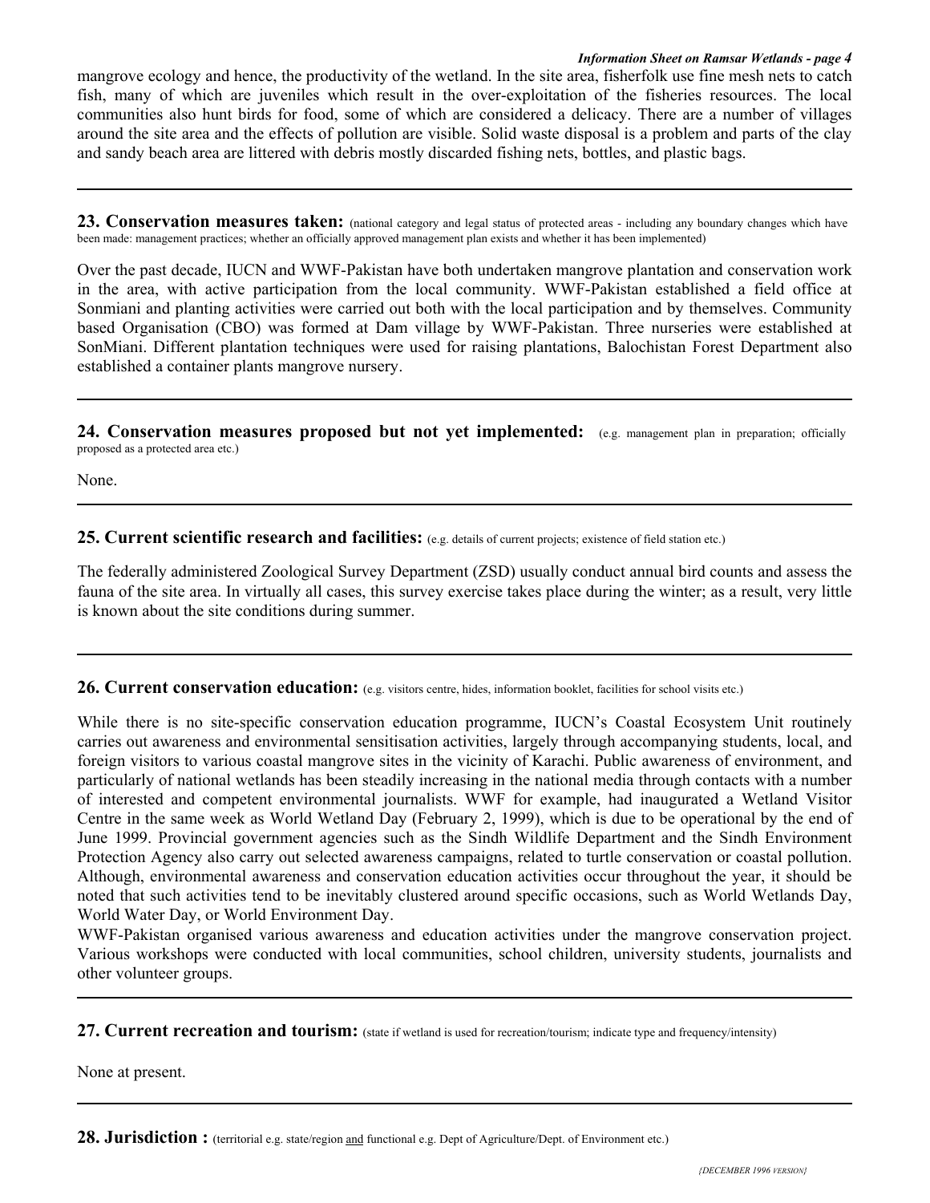mangrove ecology and hence, the productivity of the wetland. In the site area, fisherfolk use fine mesh nets to catch fish, many of which are juveniles which result in the over-exploitation of the fisheries resources. The local communities also hunt birds for food, some of which are considered a delicacy. There are a number of villages around the site area and the effects of pollution are visible. Solid waste disposal is a problem and parts of the clay and sandy beach area are littered with debris mostly discarded fishing nets, bottles, and plastic bags.

---

**23. Conservation measures taken:** (national category and legal status of protected areas - including any boundary changes which have been made: management practices; whether an officially approved management plan exists and whether it has been implemented)

Over the past decade, IUCN and WWF-Pakistan have both undertaken mangrove plantation and conservation work in the area, with active participation from the local community. WWF-Pakistan established a field office at Sonmiani and planting activities were carried out both with the local participation and by themselves. Community based Organisation (CBO) was formed at Dam village by WWF-Pakistan. Three nurseries were established at SonMiani. Different plantation techniques were used for raising plantations, Balochistan Forest Department also established a container plants mangrove nursery.

---

**24. Conservation measures proposed but not yet implemented:** (e.g. management plan in preparation; officially proposed as a protected area etc.)

None.

---

**25. Current scientific research and facilities:** (e.g. details of current projects; existence of field station etc.)

The federally administered Zoological Survey Department (ZSD) usually conduct annual bird counts and assess the fauna of the site area. In virtually all cases, this survey exercise takes place during the winter; as a result, very little is known about the site conditions during summer.

---

**26. Current conservation education:** (e.g. visitors centre, hides, information booklet, facilities for school visits etc.)

While there is no site-specific conservation education programme, IUCN's Coastal Ecosystem Unit routinely carries out awareness and environmental sensitisation activities, largely through accompanying students, local, and foreign visitors to various coastal mangrove sites in the vicinity of Karachi. Public awareness of environment, and particularly of national wetlands has been steadily increasing in the national media through contacts with a number of interested and competent environmental journalists. WWF for example, had inaugurated a Wetland Visitor Centre in the same week as World Wetland Day (February 2, 1999), which is due to be operational by the end of June 1999. Provincial government agencies such as the Sindh Wildlife Department and the Sindh Environment Protection Agency also carry out selected awareness campaigns, related to turtle conservation or coastal pollution. Although, environmental awareness and conservation education activities occur throughout the year, it should be noted that such activities tend to be inevitably clustered around specific occasions, such as World Wetlands Day, World Water Day, or World Environment Day.

WWF-Pakistan organised various awareness and education activities under the mangrove conservation project. Various workshops were conducted with local communities, school children, university students, journalists and other volunteer groups.

---

**27. Current recreation and tourism:** (state if wetland is used for recreation/tourism; indicate type and frequency/intensity)

None at present.

---

**28. Jurisdiction :** (territorial e.g. state/region and functional e.g. Dept of Agriculture/Dept. of Environment etc.)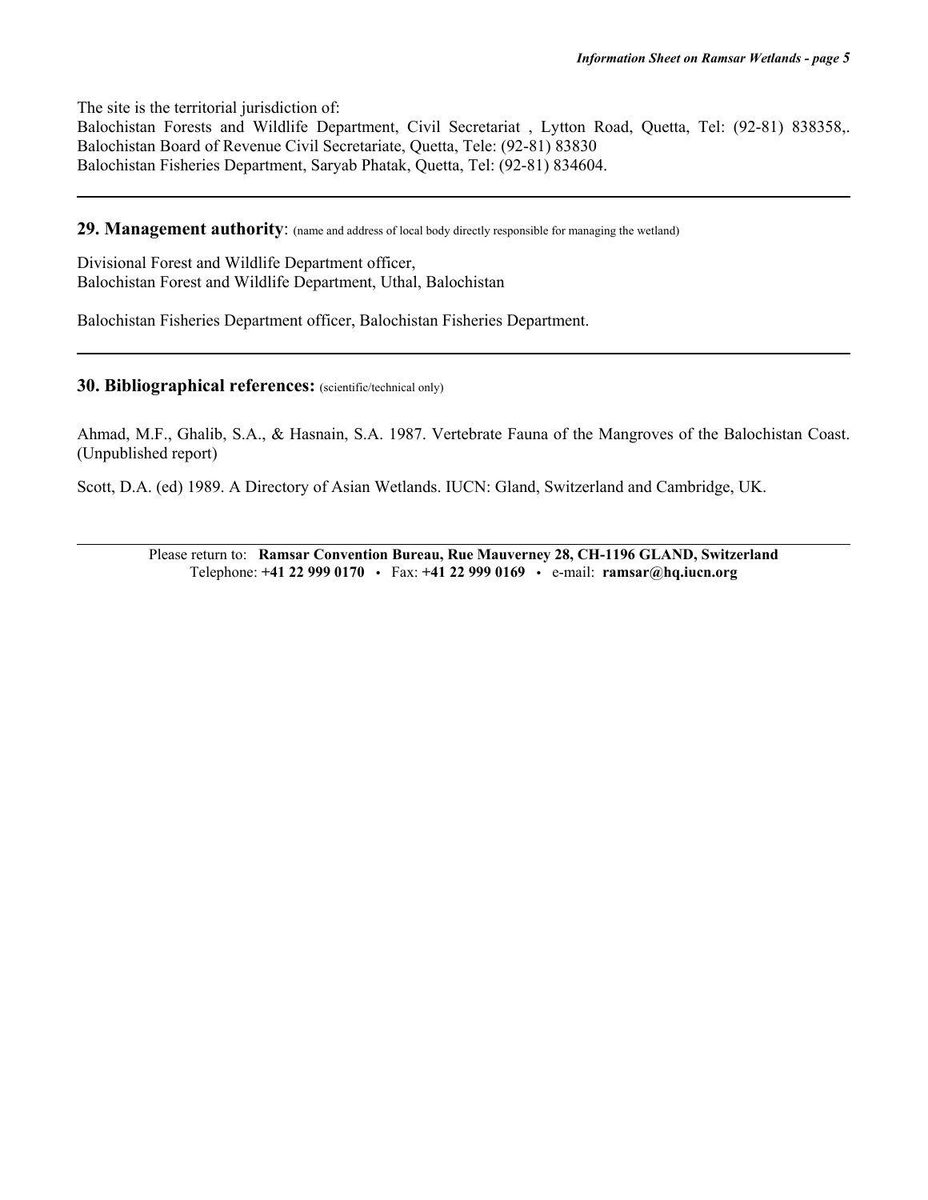The site is the territorial jurisdiction of:
Balochistan Forests and Wildlife Department, Civil Secretariat , Lytton Road, Quetta, Tel: (92-81) 838358,.
Balochistan Board of Revenue Civil Secretariate, Quetta, Tele: (92-81) 83830
Balochistan Fisheries Department, Saryab Phatak, Quetta, Tel: (92-81) 834604.

---

## 29. Management authority: (name and address of local body directly responsible for managing the wetland)

Divisional Forest and Wildlife Department officer,
Balochistan Forest and Wildlife Department, Uthal, Balochistan

Balochistan Fisheries Department officer, Balochistan Fisheries Department.

---

## 30. Bibliographical references: (scientific/technical only)

Ahmad, M.F., Ghalib, S.A., & Hasnain, S.A. 1987. Vertebrate Fauna of the Mangroves of the Balochistan Coast. (Unpublished report)

Scott, D.A. (ed) 1989. A Directory of Asian Wetlands. IUCN: Gland, Switzerland and Cambridge, UK.

---

Please return to: **Ramsar Convention Bureau, Rue Mauverney 28, CH-1196 GLAND, Switzerland**
Telephone: **+41 22 999 0170** • Fax: **+41 22 999 0169** • e-mail: **ramsar@hq.iucn.org**